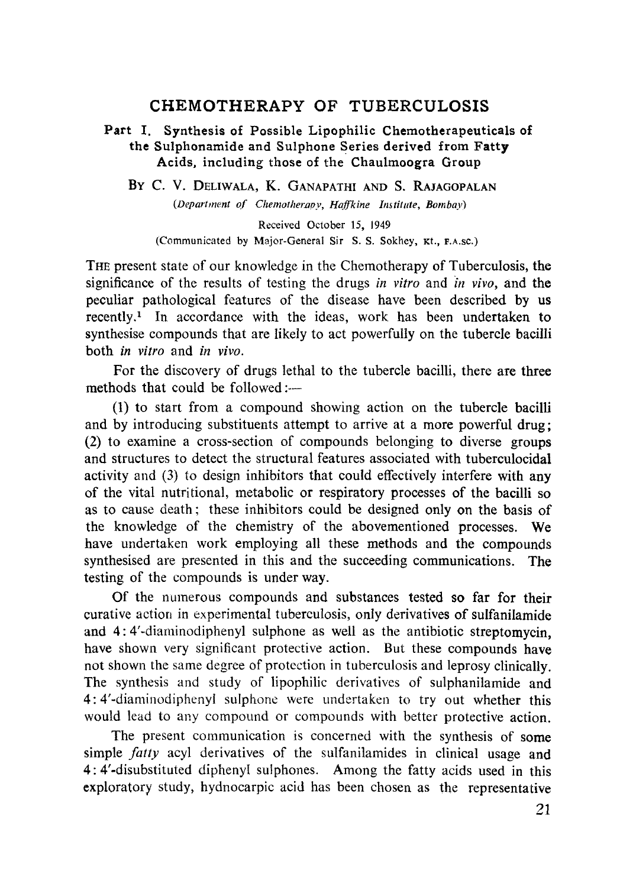# CHEMOTHERAPY OF TUBERCULOSIS

## Part I. Synthesis of Possible Lipophilic Chemotherapeuticals of the Sulphonamide and Sulphone Series derived from Fatty Acids, including those of the Chaulmoogra Group

BY C. V. DELIWALA, K. GANAPATHI AND S. RAJAGOPALAN

*(Department of Chemotherapy, Haffkine Institute, Bombay)*

Received October 15, 1949

(Communicated by Major-General Sir S. S. Sokhey, Kt., F.A.Sc.)

THE present state of our knowledge in the Chemotherapy of Tuberculosis, the significance of the results of testing the drugs *in vitro* and *in vivo*, and the peculiar pathological features of the disease have been described by us recently.[1] In accordance with the ideas, work has been undertaken to synthesise compounds that are likely to act powerfully on the tubercle bacilli both *in vitro* and *in vivo*.

For the discovery of drugs lethal to the tubercle bacilli, there are three methods that could be followed:—

(1) to start from a compound showing action on the tubercle bacilli and by introducing substituents attempt to arrive at a more powerful drug; (2) to examine a cross-section of compounds belonging to diverse groups and structures to detect the structural features associated with tuberculocidal activity and (3) to design inhibitors that could effectively interfere with any of the vital nutritional, metabolic or respiratory processes of the bacilli so as to cause death; these inhibitors could be designed only on the basis of the knowledge of the chemistry of the abovementioned processes. We have undertaken work employing all these methods and the compounds synthesised are presented in this and the succeeding communications. The testing of the compounds is under way.

Of the numerous compounds and substances tested so far for their curative action in experimental tuberculosis, only derivatives of sulfanilamide and 4:4′-diaminodiphenyl sulphone as well as the antibiotic streptomycin, have shown very significant protective action. But these compounds have not shown the same degree of protection in tuberculosis and leprosy clinically. The synthesis and study of lipophilic derivatives of sulphanilamide and 4:4′-diaminodiphenyl sulphone were undertaken to try out whether this would lead to any compound or compounds with better protective action.

The present communication is concerned with the synthesis of some simple *fatty* acyl derivatives of the sulfanilamides in clinical usage and 4:4′-disubstituted diphenyl sulphones. Among the fatty acids used in this exploratory study, hydnocarpic acid has been chosen as the representative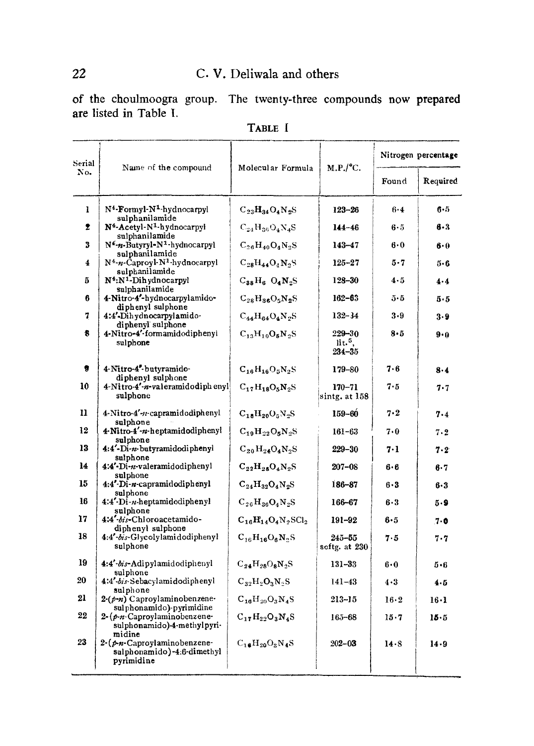of the choulmoogra group. The twenty-three compounds now prepared are listed in Table I.

TABLE I

| Serial No. | Name of the compound | Molecular Formula | M.P./°C. | Nitrogen percentage | |
|---|---|---|---|---|---|
| | | | | Found | Required |
| 1 | $N^4$-Formyl-$N^1$-hydnocarpyl sulphanilamide | $C_{23}H_{34}O_4N_2S$ | 123–26 | 6·4 | 6·5 |
| 2 | $N^4$-Acetyl-$N^1$-hydnocarpyl sulphanilamide | $C_{24}H_{36}O_4N_4S$ | 144–46 | 6·5 | 6·3 |
| 3 | $N^4$-*n*-Butyryl-$N^1$-hydnocarpyl sulphanilamide | $C_{26}H_{40}O_4N_2S$ | 143–47 | 6·0 | 6·0 |
| 4 | $N^4$-*n*-Caproyl-$N^1$-hydnocarpyl sulphanilamide | $C_{28}H_{44}O_4N_2S$ | 125–27 | 5·7 | 5·6 |
| 5 | $N^4$:$N^1$-Dihydnocarpyl sulphanilamide | $C_{38}H_6\ O_4N_2S$ | 128–30 | 4·5 | 4·4 |
| 6 | 4-Nitro-4′-hydnocarpylamido-diphenyl sulphone | $C_{28}H_{36}O_5N_2S$ | 162–63 | 5·5 | 5·5 |
| 7 | 4:4′-Dihydnocarpylamido-diphenyl sulphone | $C_{44}H_{64}O_4N_2S$ | 132–34 | 3·9 | 3·9 |
| 8 | 4-Nitro-4′-formamidodiphenyl sulphone | $C_{13}H_{10}O_5N_2S$ | 229–30 lit.[5], 234–35 | 8·5 | 9·0 |
| 9 | 4-Nitro-4′-butyramido-diphenyl sulphone | $C_{16}H_{16}O_5N_2S$ | 179–80 | 7·6 | 8·4 |
| 10 | 4-Nitro-4′-*n*-valeramidodiphenyl sulphone | $C_{17}H_{18}O_5N_2S$ | 170–71 sintg. at 158 | 7·5 | 7·7 |
| 11 | 4-Nitro-4′-*n*-capramidodiphenyl sulphone | $C_{18}H_{20}O_5N_2S$ | 159–60 | 7·2 | 7·4 |
| 12 | 4-Nitro-4′-*n*-heptamidodiphenyl sulphone | $C_{19}H_{22}O_5N_2S$ | 161–63 | 7·0 | 7·2 |
| 13 | 4:4′-Di-*n*-butyramidodiphenyl sulphone | $C_{20}H_{24}O_4N_2S$ | 229–30 | 7·1 | 7·2 |
| 14 | 4:4′-Di-*n*-valeramidodiphenyl sulphone | $C_{22}H_{28}O_4N_2S$ | 207–08 | 6·6 | 6·7 |
| 15 | 4:4′-Di-*n*-capramidodiphenyl sulphone | $C_{24}H_{32}O_4N_2S$ | 186–87 | 6·3 | 6·3 |
| 16 | 4:4′-Di-*n*-heptamidodiphenyl sulphone | $C_{26}H_{36}O_4N_2S$ | 166–67 | 6·3 | 5·9 |
| 17 | 4:4′-*bis*-Chloroacetamido-diphenyl sulphone | $C_{16}H_{14}O_4N_2SCl_2$ | 191–92 | 6·5 | 7·0 |
| 18 | 4:4′-*bis*-Glycolylamidodiphenyl sulphone | $C_{16}H_{16}O_6N_2S$ | 245–55 softg. at 230 | 7·5 | 7·7 |
| 19 | 4:4′-*bis*-Adipylamidodiphenyl sulphone | $C_{24}H_{28}O_8N_2S$ | 131–33 | 6·0 | 5·6 |
| 20 | 4:4′-*bis*-Sebacylamidodiphenyl sulphone | $C_{32}H_2O_3N_2S$ | 141–43 | 4·3 | 4·5 |
| 21 | 2-(*p*-*n*) Caproylaminobenzene-sulphonamido)-pyrimidine | $C_{16}H_{20}O_3N_4S$ | 213–15 | 16·2 | 16·1 |
| 22 | 2-(*p*-*n*-Caproylaminobenzene-sulphonamido)-4-methylpyrimidine | $C_{17}H_{22}O_3N_4S$ | 165–68 | 15·7 | 15·5 |
| 23 | 2-(*p*-*n*-Caproylaminobenzene-sulphonamido)-4:6-dimethyl pyrimidine | $C_{16}H_{20}O_3N_4S$ | 202–03 | 14·8 | 14·9 |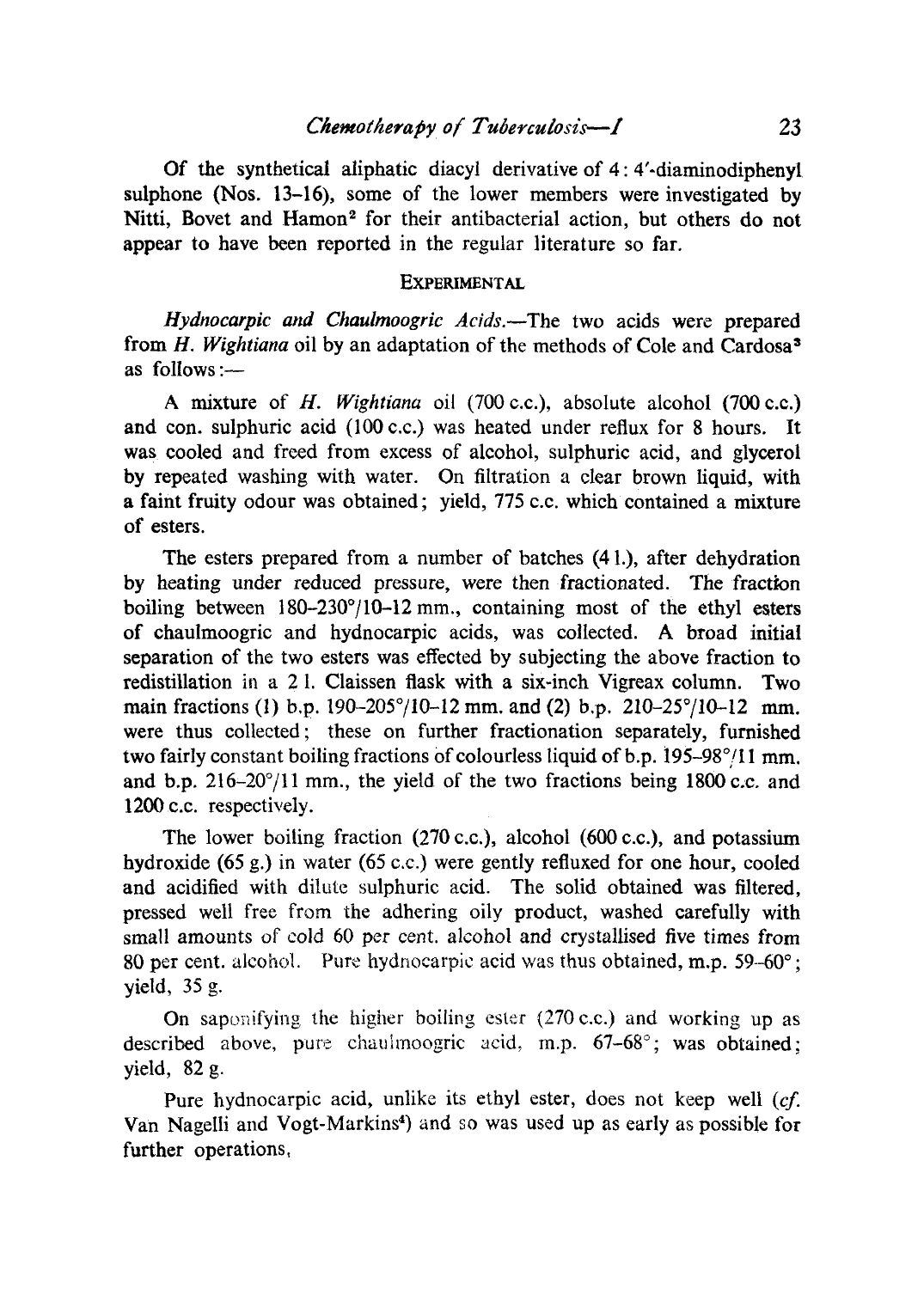Of the synthetical aliphatic diacyl derivative of 4 : 4′-diaminodiphenyl sulphone (Nos. 13–16), some of the lower members were investigated by Nitti, Bovet and Hamon[2] for their antibacterial action, but others do not appear to have been reported in the regular literature so far.

## EXPERIMENTAL

*Hydnocarpic and Chaulmoogric Acids.*—The two acids were prepared from *H. Wightiana* oil by an adaptation of the methods of Cole and Cardosa[3] as follows:—

A mixture of *H. Wightiana* oil (700 c.c.), absolute alcohol (700 c.c.) and con. sulphuric acid (100 c.c.) was heated under reflux for 8 hours. It was cooled and freed from excess of alcohol, sulphuric acid, and glycerol by repeated washing with water. On filtration a clear brown liquid, with a faint fruity odour was obtained; yield, 775 c.c. which contained a mixture of esters.

The esters prepared from a number of batches (4 l.), after dehydration by heating under reduced pressure, were then fractionated. The fraction boiling between 180–230°/10–12 mm., containing most of the ethyl esters of chaulmoogric and hydnocarpic acids, was collected. A broad initial separation of the two esters was effected by subjecting the above fraction to redistillation in a 2 l. Claissen flask with a six-inch Vigreax column. Two main fractions (1) b.p. 190–205°/10–12 mm. and (2) b.p. 210–25°/10–12 mm. were thus collected; these on further fractionation separately, furnished two fairly constant boiling fractions of colourless liquid of b.p. 195–98°/11 mm. and b.p. 216–20°/11 mm., the yield of the two fractions being 1800 c.c. and 1200 c.c. respectively.

The lower boiling fraction (270 c.c.), alcohol (600 c.c.), and potassium hydroxide (65 g.) in water (65 c.c.) were gently refluxed for one hour, cooled and acidified with dilute sulphuric acid. The solid obtained was filtered, pressed well free from the adhering oily product, washed carefully with small amounts of cold 60 per cent. alcohol and crystallised five times from 80 per cent. alcohol. Pure hydnocarpic acid was thus obtained, m.p. 59–60°; yield, 35 g.

On saponifying the higher boiling ester (270 c.c.) and working up as described above, pure chaulmoogric acid, m.p. 67–68°; was obtained; yield, 82 g.

Pure hydnocarpic acid, unlike its ethyl ester, does not keep well (*cf.* Van Nagelli and Vogt-Markins[4]) and so was used up as early as possible for further operations.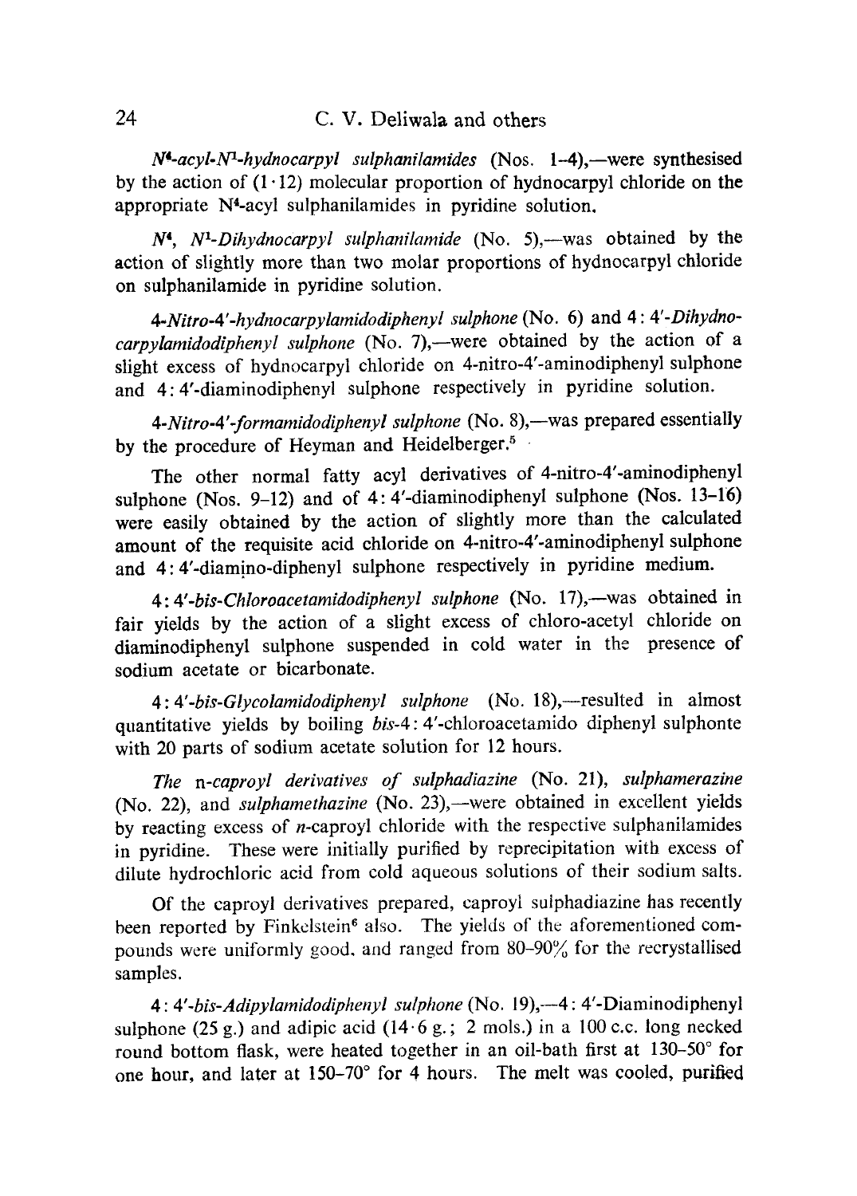*$N^4$-acyl-$N^1$-hydnocarpyl sulphanilamides* (Nos. 1–4),—were synthesised by the action of (1·12) molecular proportion of hydnocarpyl chloride on the appropriate $N^4$-acyl sulphanilamides in pyridine solution.

*$N^4$, $N^1$-Dihydnocarpyl sulphanilamide* (No. 5),—was obtained by the action of slightly more than two molar proportions of hydnocarpyl chloride on sulphanilamide in pyridine solution.

*4-Nitro-4′-hydnocarpylamidodiphenyl sulphone* (No. 6) and *4 : 4′-Dihydnocarpylamidodiphenyl sulphone* (No. 7),—were obtained by the action of a slight excess of hydnocarpyl chloride on 4-nitro-4′-aminodiphenyl sulphone and 4 : 4′-diaminodiphenyl sulphone respectively in pyridine solution.

*4-Nitro-4′-formamidodiphenyl sulphone* (No. 8),—was prepared essentially by the procedure of Heyman and Heidelberger.[5]

The other normal fatty acyl derivatives of 4-nitro-4′-aminodiphenyl sulphone (Nos. 9–12) and of 4 : 4′-diaminodiphenyl sulphone (Nos. 13–16) were easily obtained by the action of slightly more than the calculated amount of the requisite acid chloride on 4-nitro-4′-aminodiphenyl sulphone and 4 : 4′-diamino-diphenyl sulphone respectively in pyridine medium.

*4 : 4′-bis-Chloroacetamidodiphenyl sulphone* (No. 17),—was obtained in fair yields by the action of a slight excess of chloro-acetyl chloride on diaminodiphenyl sulphone suspended in cold water in the presence of sodium acetate or bicarbonate.

*4 : 4′-bis-Glycolamidodiphenyl sulphone* (No. 18),—resulted in almost quantitative yields by boiling *bis*-4 : 4′-chloroacetamido diphenyl sulphonte with 20 parts of sodium acetate solution for 12 hours.

*The* n*-caproyl derivatives of sulphadiazine* (No. 21), *sulphamerazine* (No. 22), and *sulphamethazine* (No. 23),—were obtained in excellent yields by reacting excess of *n*-caproyl chloride with the respective sulphanilamides in pyridine. These were initially purified by reprecipitation with excess of dilute hydrochloric acid from cold aqueous solutions of their sodium salts.

Of the caproyl derivatives prepared, caproyl sulphadiazine has recently been reported by Finkelstein[6] also. The yields of the aforementioned compounds were uniformly good, and ranged from 80–90% for the recrystallised samples.

*4 : 4′-bis-Adipylamidodiphenyl sulphone* (No. 19),—4 : 4′-Diaminodiphenyl sulphone (25 g.) and adipic acid (14·6 g.; 2 mols.) in a 100 c.c. long necked round bottom flask, were heated together in an oil-bath first at 130–50° for one hour, and later at 150–70° for 4 hours. The melt was cooled, purified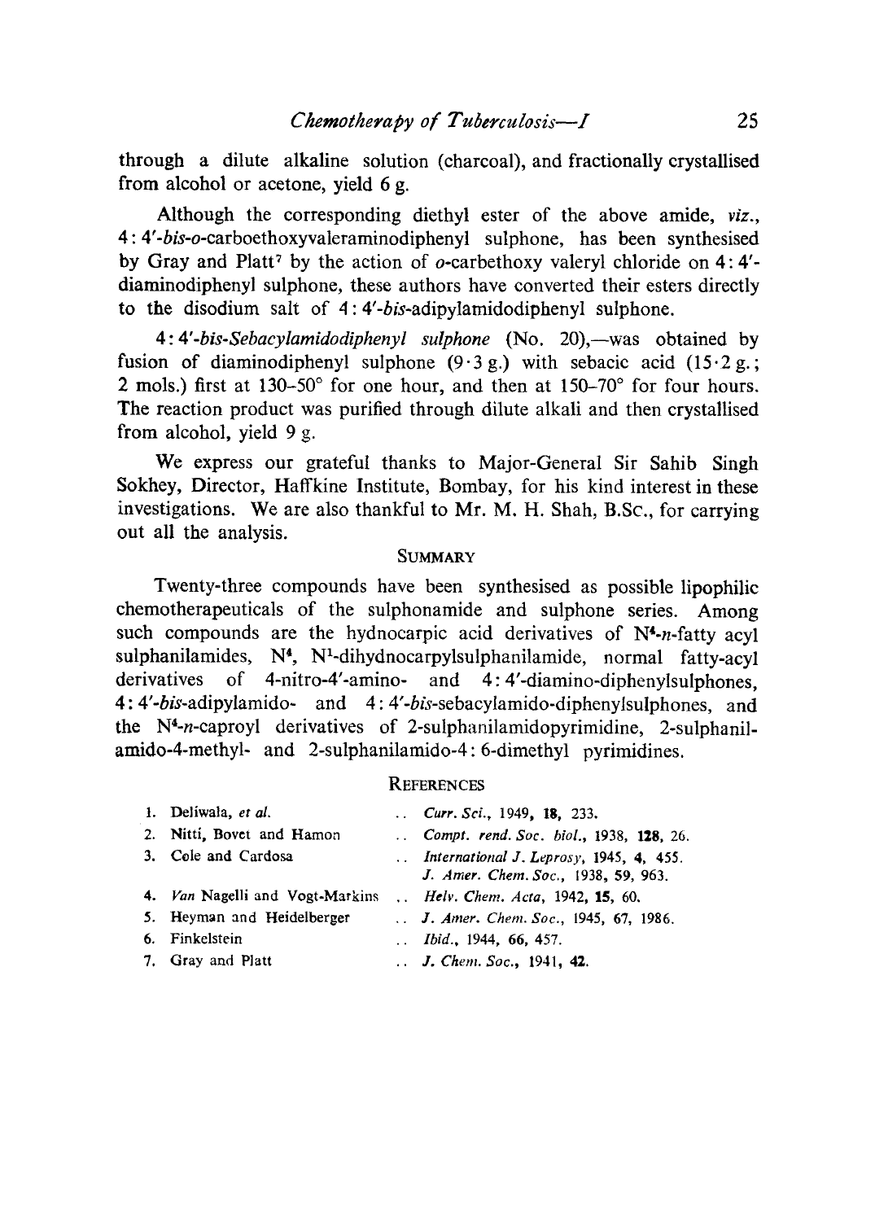through a dilute alkaline solution (charcoal), and fractionally crystallised from alcohol or acetone, yield 6 g.

Although the corresponding diethyl ester of the above amide, *viz.*, 4: 4′-*bis*-*o*-carboethoxyvaleraminodiphenyl sulphone, has been synthesised by Gray and Platt[7] by the action of *o*-carbethoxy valeryl chloride on 4: 4′-diaminodiphenyl sulphone, these authors have converted their esters directly to the disodium salt of 4: 4′-*bis*-adipylamidodiphenyl sulphone.

*4: 4′-bis-Sebacylamidodiphenyl sulphone* (No. 20),—was obtained by fusion of diaminodiphenyl sulphone (9·3 g.) with sebacic acid (15·2 g.; 2 mols.) first at 130–50° for one hour, and then at 150–70° for four hours. The reaction product was purified through dilute alkali and then crystallised from alcohol, yield 9 g.

We express our grateful thanks to Major-General Sir Sahib Singh Sokhey, Director, Haffkine Institute, Bombay, for his kind interest in these investigations. We are also thankful to Mr. M. H. Shah, B.Sc., for carrying out all the analysis.

## Summary

Twenty-three compounds have been synthesised as possible lipophilic chemotherapeuticals of the sulphonamide and sulphone series. Among such compounds are the hydnocarpic acid derivatives of $N^4$-*n*-fatty acyl sulphanilamides, $N^4$, $N^1$-dihydnocarpylsulphanilamide, normal fatty-acyl derivatives of 4-nitro-4′-amino- and 4: 4′-diamino-diphenylsulphones, 4: 4′-*bis*-adipylamido- and 4: 4′-*bis*-sebacylamido-diphenylsulphones, and the $N^4$-*n*-caproyl derivatives of 2-sulphanilamidopyrimidine, 2-sulphanilamido-4-methyl- and 2-sulphanilamido-4: 6-dimethyl pyrimidines.

## References

1. Deliwala, *et al.* .. *Curr. Sci.*, 1949, **18**, 233.
2. Nitti, Bovet and Hamon .. *Compt. rend. Soc. biol.*, 1938, **128**, 26.
3. Cole and Cardosa .. *International J. Leprosy*, 1945, **4**, 455. *J. Amer. Chem. Soc.*, 1938, **59**, 963.
4. *Van* Nagelli and Vogt-Markins .. *Helv. Chem. Acta*, 1942, **15**, 60.
5. Heyman and Heidelberger .. *J. Amer. Chem. Soc.*, 1945, **67**, 1986.
6. Finkelstein .. *Ibid.*, 1944, **66**, 457.
7. Gray and Platt .. *J. Chem. Soc.*, 1941, **42**.